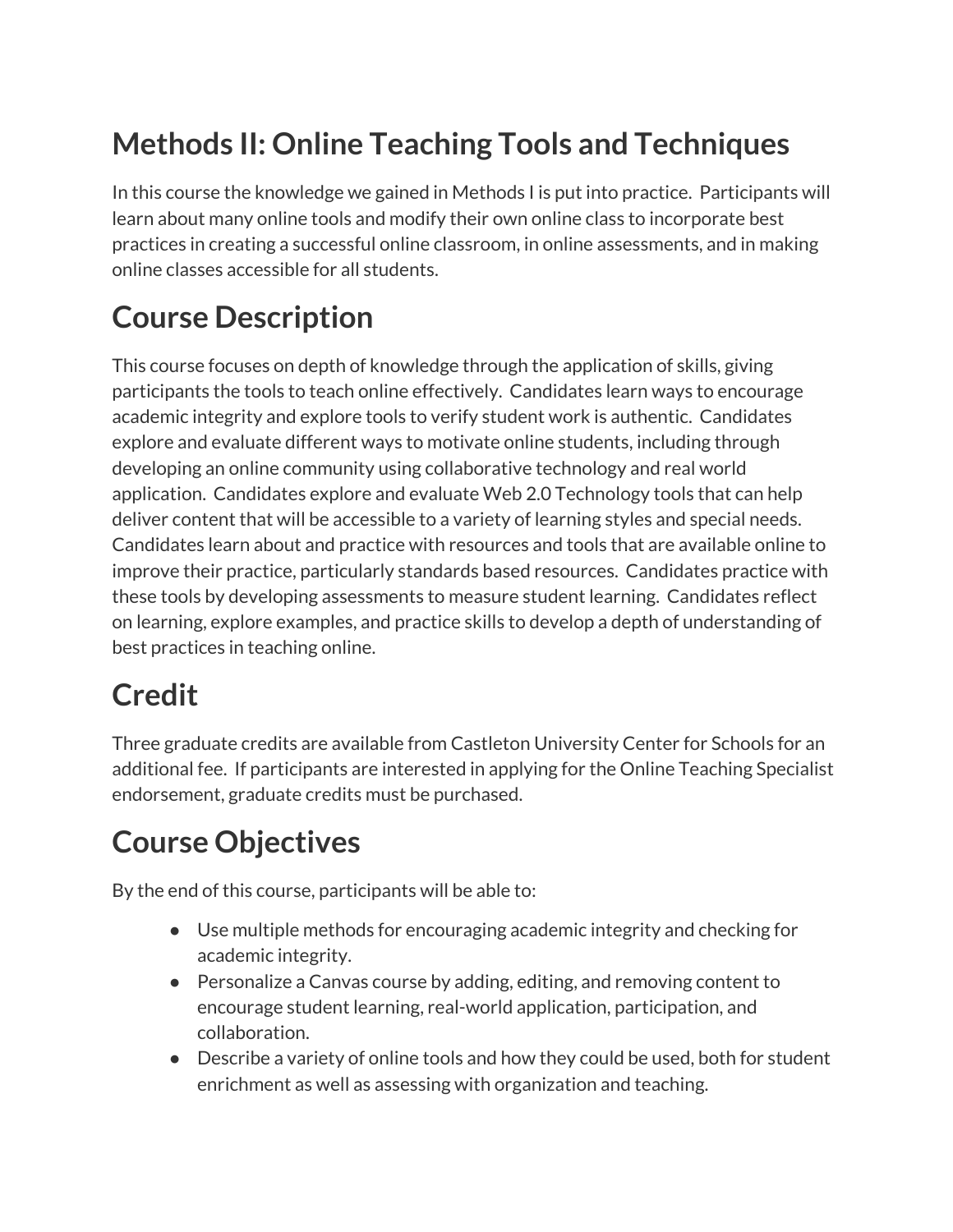# Methods II: Online Teaching Tools and Techniques

In this course the knowledge we gained in Methods I is put into practice. Participants will learn about many online tools and modify their own online class to incorporate best practices in creating a successful online classroom, in online assessments, and in making online classes accessible for all students.

# Course Description

This course focuses on depth of knowledge through the application of skills, giving participants the tools to teach online effectively. Candidates learn ways to encourage academic integrity and explore tools to verify student work is authentic. Candidates explore and evaluate different ways to motivate online students, including through developing an online community using collaborative technology and real world application. Candidates explore and evaluate Web 2.0 Technology tools that can help deliver content that will be accessible to a variety of learning styles and special needs. Candidates learn about and practice with resources and tools that are available online to improve their practice, particularly standards based resources. Candidates practice with these tools by developing assessments to measure student learning. Candidates reflect on learning, explore examples, and practice skills to develop a depth of understanding of best practices in teaching online.

# Credit

Three graduate credits are available from Castleton University Center for Schools for an additional fee. If participants are interested in applying for the Online Teaching Specialist endorsement, graduate credits must be purchased.

# Course Objectives

By the end of this course, participants will be able to:

- Use multiple methods for encouraging academic integrity and checking for academic integrity.
- Personalize a Canvas course by adding, editing, and removing content to encourage student learning, real-world application, participation, and collaboration.
- Describe a variety of online tools and how they could be used, both for student enrichment as well as assessing with organization and teaching.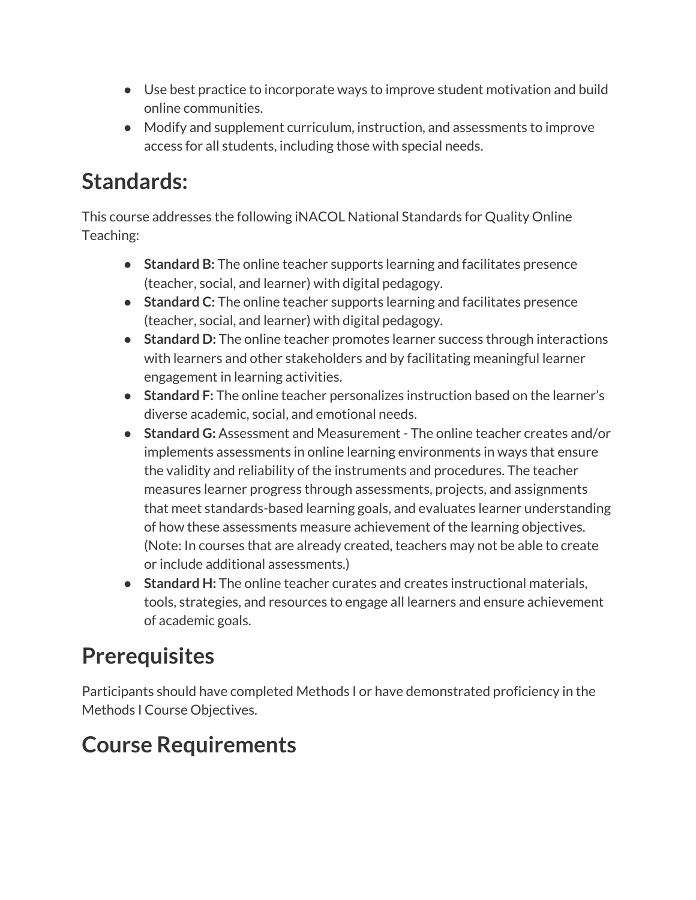- Use best practice to incorporate ways to improve student motivation and build online communities.
- Modify and supplement curriculum, instruction, and assessments to improve access for all students, including those with special needs.

# Standards:

This course addresses the following iNACOL National Standards for Quality Online Teaching:

- **Standard B:** The online teacher supports learning and facilitates presence (teacher, social, and learner) with digital pedagogy.
- **Standard C:** The online teacher supports learning and facilitates presence (teacher, social, and learner) with digital pedagogy.
- **Standard D:** The online teacher promotes learner success through interactions with learners and other stakeholders and by facilitating meaningful learner engagement in learning activities.
- **Standard F:** The online teacher personalizes instruction based on the learner's diverse academic, social, and emotional needs.
- **Standard G:** Assessment and Measurement - The online teacher creates and/or implements assessments in online learning environments in ways that ensure the validity and reliability of the instruments and procedures. The teacher measures learner progress through assessments, projects, and assignments that meet standards-based learning goals, and evaluates learner understanding of how these assessments measure achievement of the learning objectives. (Note: In courses that are already created, teachers may not be able to create or include additional assessments.)
- **Standard H:** The online teacher curates and creates instructional materials, tools, strategies, and resources to engage all learners and ensure achievement of academic goals.

# Prerequisites

Participants should have completed Methods I or have demonstrated proficiency in the Methods I Course Objectives.

# Course Requirements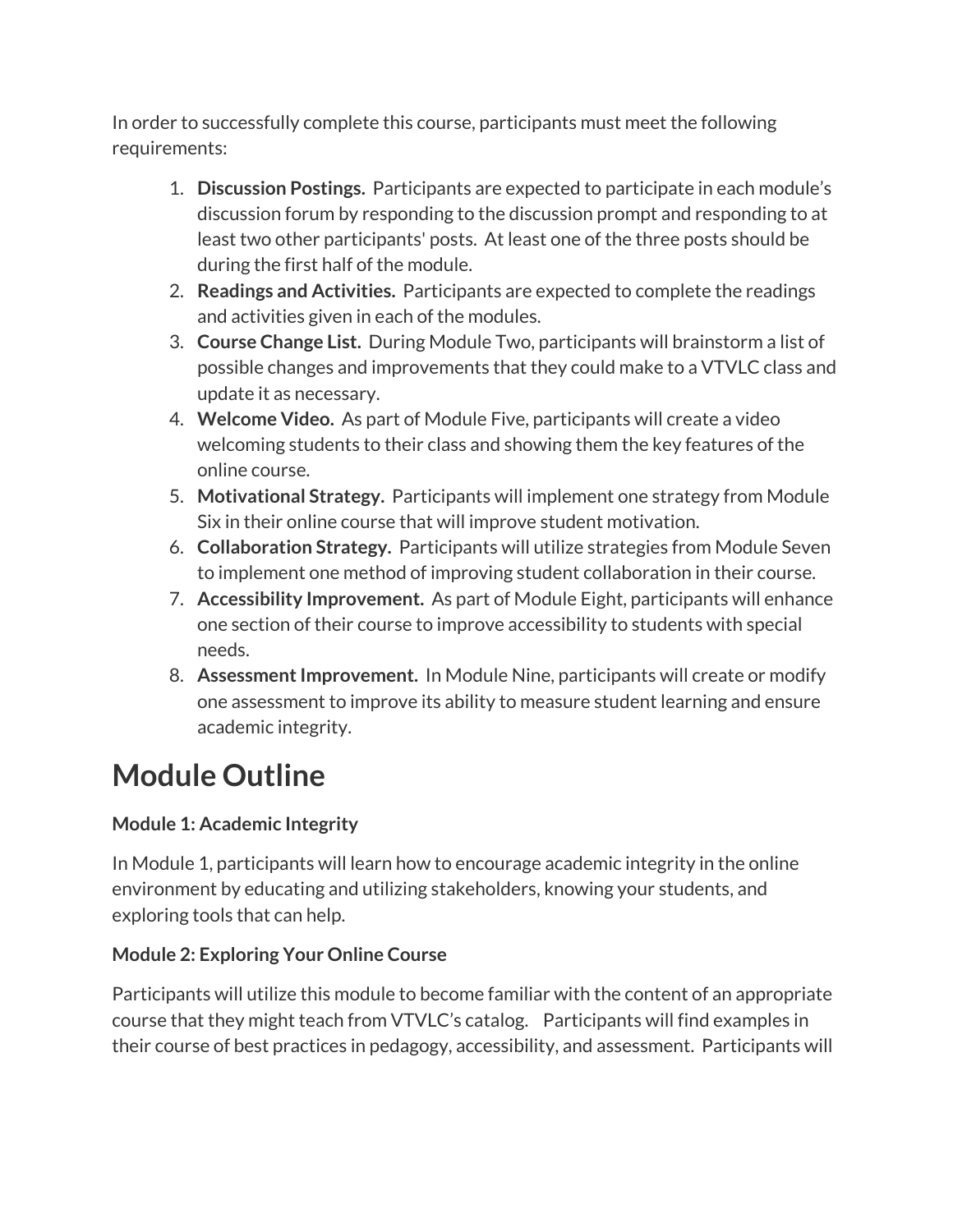In order to successfully complete this course, participants must meet the following requirements:

1. **Discussion Postings.** Participants are expected to participate in each module's discussion forum by responding to the discussion prompt and responding to at least two other participants' posts. At least one of the three posts should be during the first half of the module.
2. **Readings and Activities.** Participants are expected to complete the readings and activities given in each of the modules.
3. **Course Change List.** During Module Two, participants will brainstorm a list of possible changes and improvements that they could make to a VTVLC class and update it as necessary.
4. **Welcome Video.** As part of Module Five, participants will create a video welcoming students to their class and showing them the key features of the online course.
5. **Motivational Strategy.** Participants will implement one strategy from Module Six in their online course that will improve student motivation.
6. **Collaboration Strategy.** Participants will utilize strategies from Module Seven to implement one method of improving student collaboration in their course.
7. **Accessibility Improvement.** As part of Module Eight, participants will enhance one section of their course to improve accessibility to students with special needs.
8. **Assessment Improvement.** In Module Nine, participants will create or modify one assessment to improve its ability to measure student learning and ensure academic integrity.

# Module Outline

**Module 1: Academic Integrity**

In Module 1, participants will learn how to encourage academic integrity in the online environment by educating and utilizing stakeholders, knowing your students, and exploring tools that can help.

**Module 2: Exploring Your Online Course**

Participants will utilize this module to become familiar with the content of an appropriate course that they might teach from VTVLC's catalog. Participants will find examples in their course of best practices in pedagogy, accessibility, and assessment. Participants will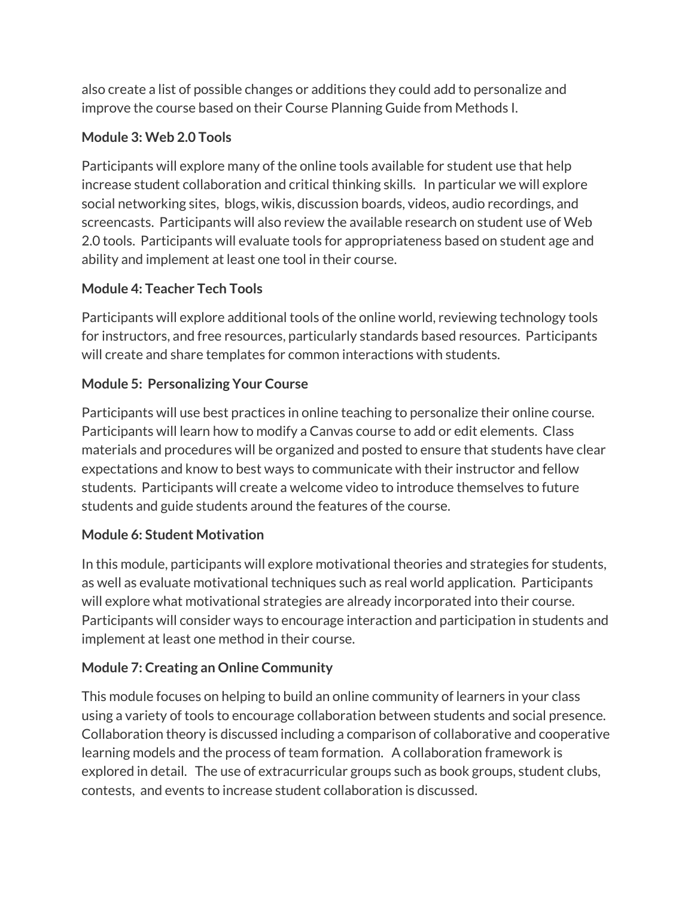also create a list of possible changes or additions they could add to personalize and improve the course based on their Course Planning Guide from Methods I.

**Module 3: Web 2.0 Tools**

Participants will explore many of the online tools available for student use that help increase student collaboration and critical thinking skills. In particular we will explore social networking sites, blogs, wikis, discussion boards, videos, audio recordings, and screencasts. Participants will also review the available research on student use of Web 2.0 tools. Participants will evaluate tools for appropriateness based on student age and ability and implement at least one tool in their course.

**Module 4: Teacher Tech Tools**

Participants will explore additional tools of the online world, reviewing technology tools for instructors, and free resources, particularly standards based resources. Participants will create and share templates for common interactions with students.

**Module 5: Personalizing Your Course**

Participants will use best practices in online teaching to personalize their online course. Participants will learn how to modify a Canvas course to add or edit elements. Class materials and procedures will be organized and posted to ensure that students have clear expectations and know to best ways to communicate with their instructor and fellow students. Participants will create a welcome video to introduce themselves to future students and guide students around the features of the course.

**Module 6: Student Motivation**

In this module, participants will explore motivational theories and strategies for students, as well as evaluate motivational techniques such as real world application. Participants will explore what motivational strategies are already incorporated into their course. Participants will consider ways to encourage interaction and participation in students and implement at least one method in their course.

**Module 7: Creating an Online Community**

This module focuses on helping to build an online community of learners in your class using a variety of tools to encourage collaboration between students and social presence. Collaboration theory is discussed including a comparison of collaborative and cooperative learning models and the process of team formation. A collaboration framework is explored in detail. The use of extracurricular groups such as book groups, student clubs, contests, and events to increase student collaboration is discussed.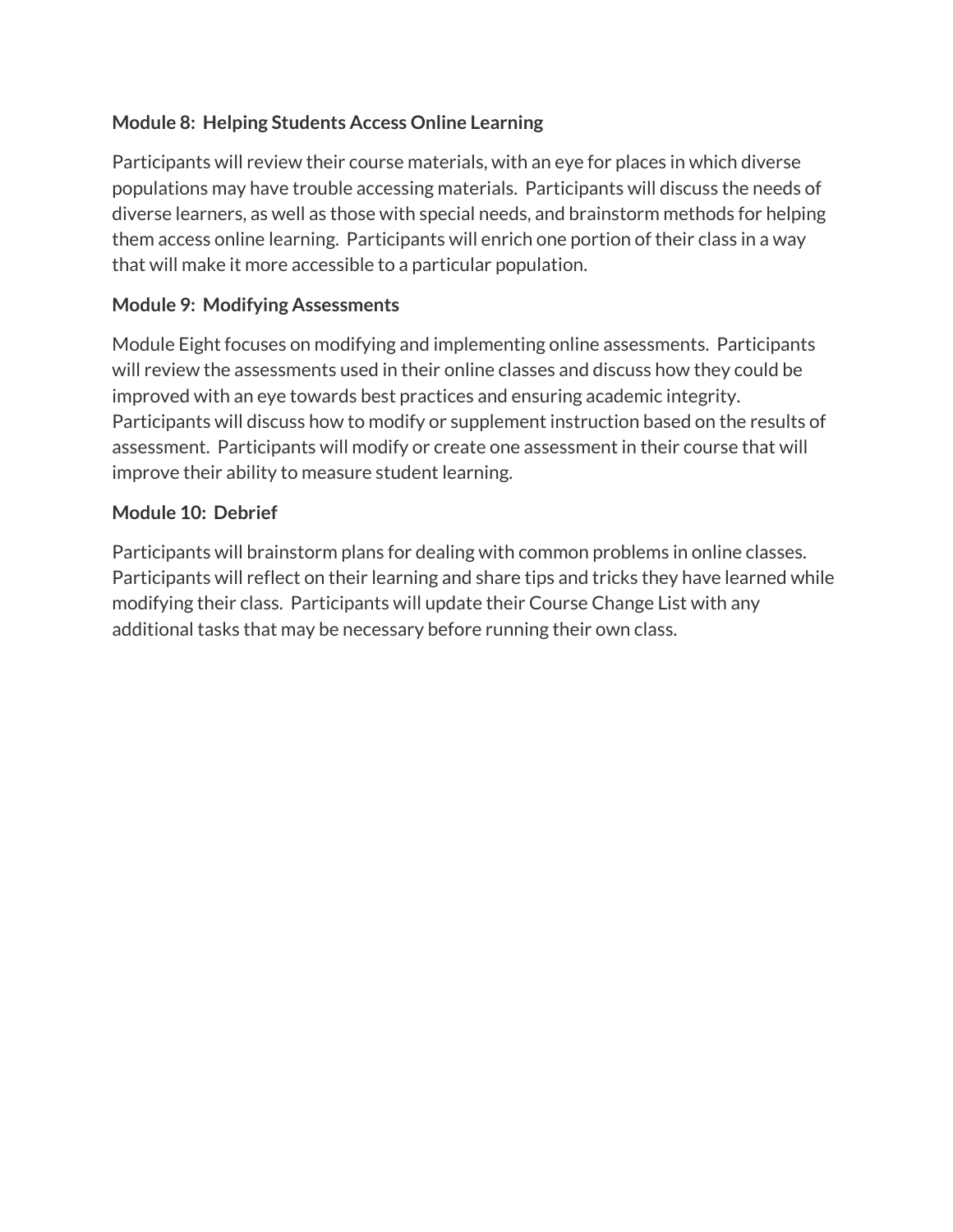**Module 8:  Helping Students Access Online Learning**

Participants will review their course materials, with an eye for places in which diverse populations may have trouble accessing materials.  Participants will discuss the needs of diverse learners, as well as those with special needs, and brainstorm methods for helping them access online learning.  Participants will enrich one portion of their class in a way that will make it more accessible to a particular population.

**Module 9:  Modifying Assessments**

Module Eight focuses on modifying and implementing online assessments.  Participants will review the assessments used in their online classes and discuss how they could be improved with an eye towards best practices and ensuring academic integrity.  Participants will discuss how to modify or supplement instruction based on the results of assessment.  Participants will modify or create one assessment in their course that will improve their ability to measure student learning.

**Module 10:  Debrief**

Participants will brainstorm plans for dealing with common problems in online classes.  Participants will reflect on their learning and share tips and tricks they have learned while modifying their class.  Participants will update their Course Change List with any additional tasks that may be necessary before running their own class.